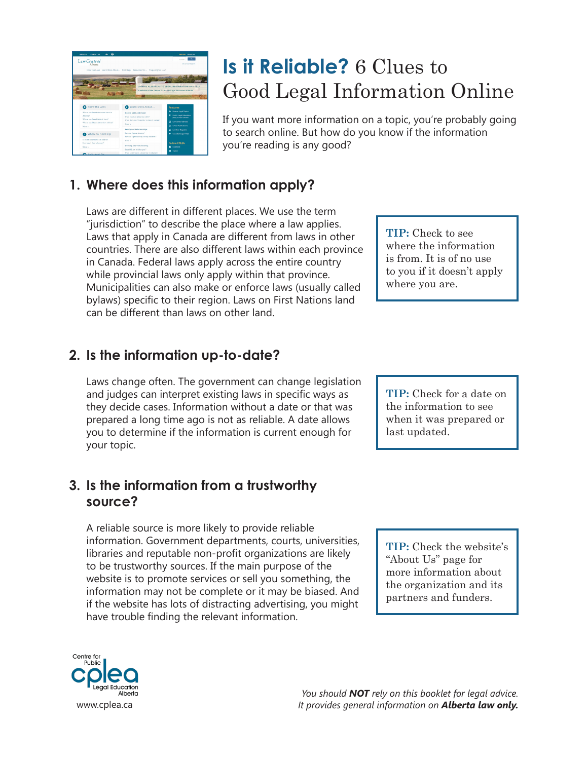# **Is it Reliable?** 6 Clues to Good Legal Information Online

If you want more information on a topic, you're probably going to search online. But how do you know if the information you're reading is any good?

## 1. Where does this information apply?

Laws are different in different places. We use the term "jurisdiction" to describe the place where a law applies. Laws that apply in Canada are different from laws in other countries. There are also different laws within each province in Canada. Federal laws apply across the entire country while provincial laws only apply within that province. Municipalities can also make or enforce laws (usually called bylaws) specific to their region. Laws on First Nations land can be different than laws on other land.

> **TIP:** Check to see where the information is from. It is of no use to you if it doesn't apply where you are.

## 2. Is the information up-to-date?

Laws change often. The government can change legislation and judges can interpret existing laws in specific ways as they decide cases. Information without a date or that was prepared a long time ago is not as reliable. A date allows you to determine if the information is current enough for your topic.

> **TIP:** Check for a date on the information to see when it was prepared or last updated.

## 3. Is the information from a trustworthy source?

A reliable source is more likely to provide reliable information. Government departments, courts, universities, libraries and reputable non-profit organizations are likely to be trustworthy sources. If the main purpose of the website is to promote services or sell you something, the information may not be complete or it may be biased. And if the website has lots of distracting advertising, you might have trouble finding the relevant information.

> **TIP:** Check the website's "About Us" page for more information about the organization and its partners and funders.

Centre for Public Legal Education Alberta (cplea)

www.cplea.ca

*You should **NOT** rely on this booklet for legal advice. It provides general information on **Alberta law only.***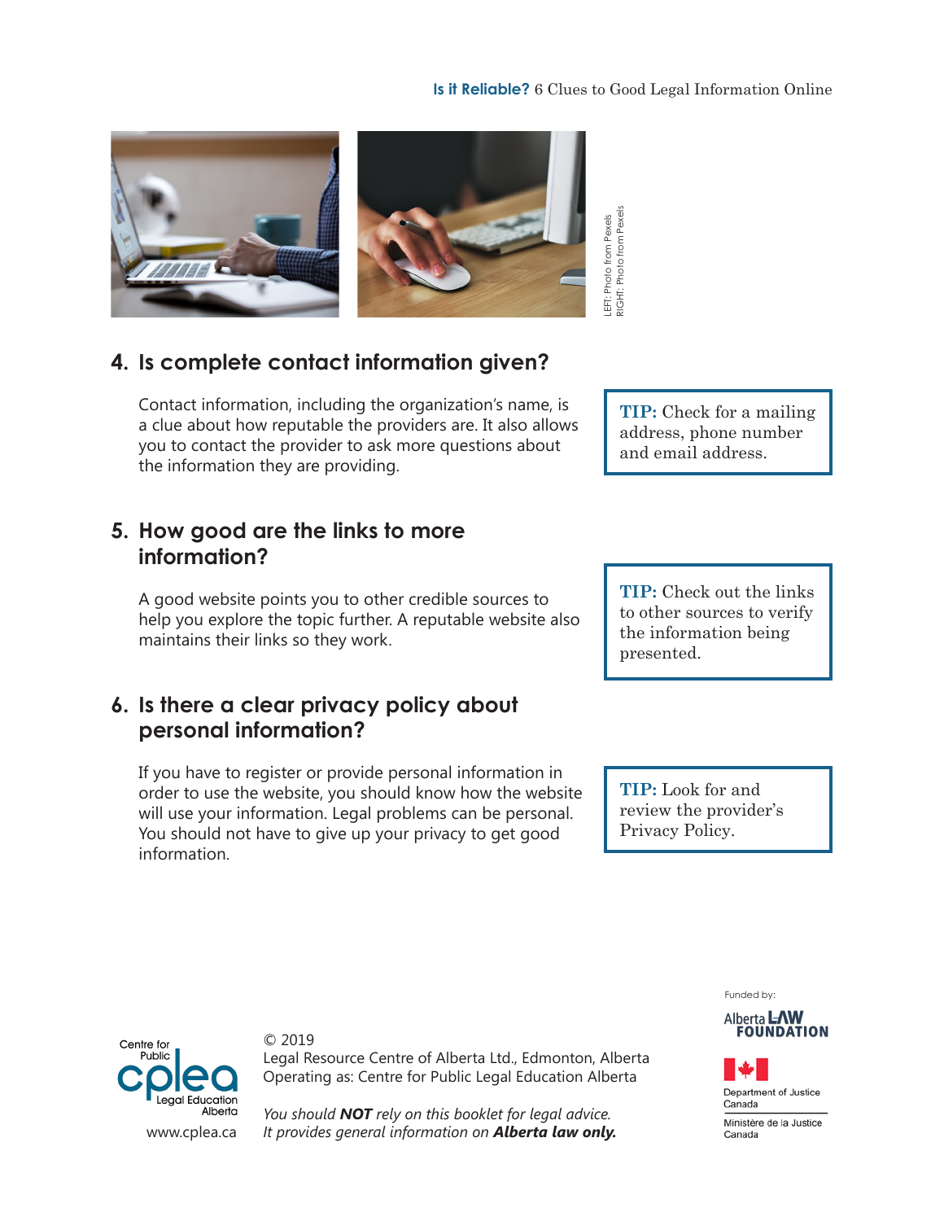LEFT: Photo from Pexels
RIGHT: Photo from Pexels

## 4. Is complete contact information given?

Contact information, including the organization's name, is a clue about how reputable the providers are. It also allows you to contact the provider to ask more questions about the information they are providing.

**TIP:** Check for a mailing address, phone number and email address.

## 5. How good are the links to more information?

A good website points you to other credible sources to help you explore the topic further. A reputable website also maintains their links so they work.

**TIP:** Check out the links to other sources to verify the information being presented.

## 6. Is there a clear privacy policy about personal information?

If you have to register or provide personal information in order to use the website, you should know how the website will use your information. Legal problems can be personal. You should not have to give up your privacy to get good information.

**TIP:** Look for and review the provider's Privacy Policy.

Centre for Public Legal Education Alberta
www.cplea.ca

© 2019
Legal Resource Centre of Alberta Ltd., Edmonton, Alberta
Operating as: Centre for Public Legal Education Alberta

*You should **NOT** rely on this booklet for legal advice.*
*It provides general information on **Alberta law only.***

Funded by:

Alberta Law Foundation

Department of Justice Canada
Ministère de la Justice Canada